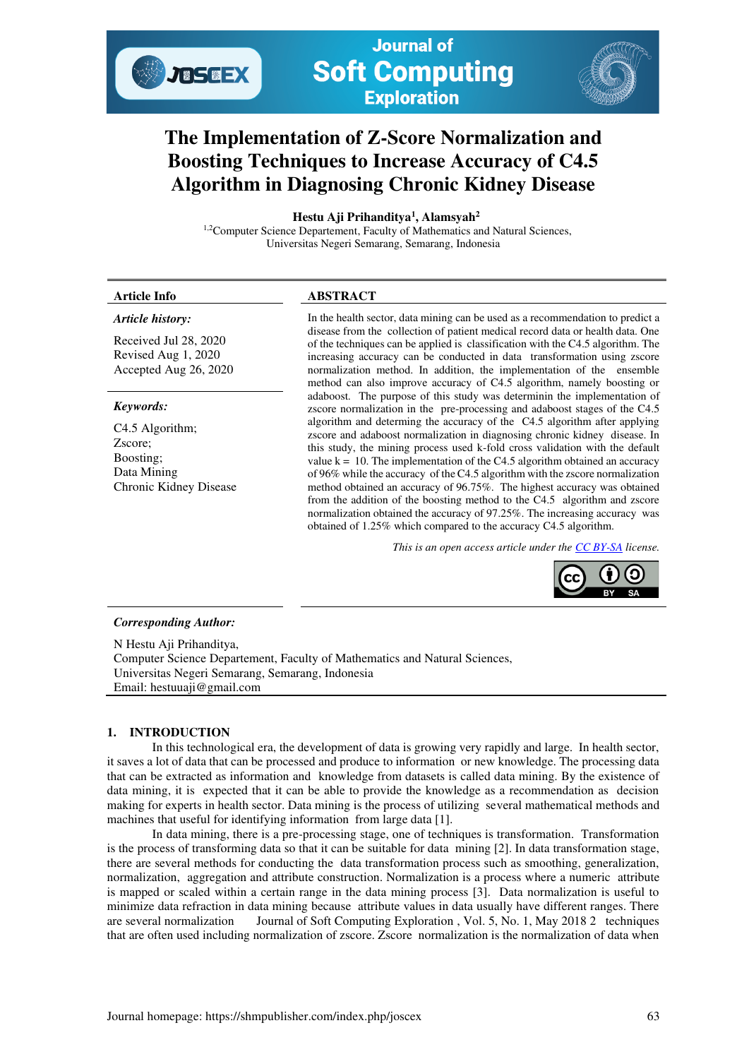# The Implementation of Z-Score Normalization and Boosting Techniques to Increase Accuracy of C4.5 Algorithm in Diagnosing Chronic Kidney Disease

**Hestu Aji Prihanditya[1], Alamsyah[2]**

[1,2]Computer Science Departement, Faculty of Mathematics and Natural Sciences, Universitas Negeri Semarang, Semarang, Indonesia

### Article Info

***Article history:***

Received Jul 28, 2020
Revised Aug 1, 2020
Accepted Aug 26, 2020

***Keywords:***

C4.5 Algorithm;
Zscore;
Boosting;
Data Mining
Chronic Kidney Disease

### ABSTRACT

In the health sector, data mining can be used as a recommendation to predict a disease from the collection of patient medical record data or health data. One of the techniques can be applied is classification with the C4.5 algorithm. The increasing accuracy can be conducted in data transformation using zscore normalization method. In addition, the implementation of the ensemble method can also improve accuracy of C4.5 algorithm, namely boosting or adaboost. The purpose of this study was determinin the implementation of zscore normalization in the pre-processing and adaboost stages of the C4.5 algorithm and determing the accuracy of the C4.5 algorithm after applying zscore and adaboost normalization in diagnosing chronic kidney disease. In this study, the mining process used k-fold cross validation with the default value k = 10. The implementation of the C4.5 algorithm obtained an accuracy of 96% while the accuracy of the C4.5 algorithm with the zscore normalization method obtained an accuracy of 96.75%. The highest accuracy was obtained from the addition of the boosting method to the C4.5 algorithm and zscore normalization obtained the accuracy of 97.25%. The increasing accuracy was obtained of 1.25% which compared to the accuracy C4.5 algorithm.

*This is an open access article under the CC BY-SA license.*

***Corresponding Author:***

N Hestu Aji Prihanditya,
Computer Science Departement, Faculty of Mathematics and Natural Sciences,
Universitas Negeri Semarang, Semarang, Indonesia
Email: hestuuaji@gmail.com

## 1. INTRODUCTION

In this technological era, the development of data is growing very rapidly and large. In health sector, it saves a lot of data that can be processed and produce to information or new knowledge. The processing data that can be extracted as information and knowledge from datasets is called data mining. By the existence of data mining, it is expected that it can be able to provide the knowledge as a recommendation as decision making for experts in health sector. Data mining is the process of utilizing several mathematical methods and machines that useful for identifying information from large data [1].

In data mining, there is a pre-processing stage, one of techniques is transformation. Transformation is the process of transforming data so that it can be suitable for data mining [2]. In data transformation stage, there are several methods for conducting the data transformation process such as smoothing, generalization, normalization, aggregation and attribute construction. Normalization is a process where a numeric attribute is mapped or scaled within a certain range in the data mining process [3]. Data normalization is useful to minimize data refraction in data mining because attribute values in data usually have different ranges. There are several normalization Journal of Soft Computing Exploration , Vol. 5, No. 1, May 2018 2 techniques that are often used including normalization of zscore. Zscore normalization is the normalization of data when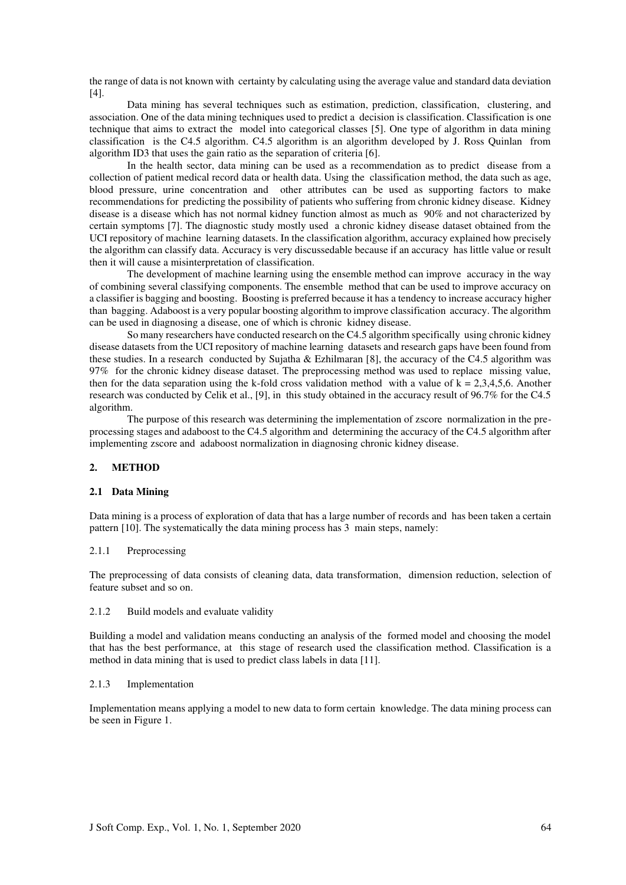the range of data is not known with certainty by calculating using the average value and standard data deviation [4].

Data mining has several techniques such as estimation, prediction, classification, clustering, and association. One of the data mining techniques used to predict a decision is classification. Classification is one technique that aims to extract the model into categorical classes [5]. One type of algorithm in data mining classification is the C4.5 algorithm. C4.5 algorithm is an algorithm developed by J. Ross Quinlan from algorithm ID3 that uses the gain ratio as the separation of criteria [6].

In the health sector, data mining can be used as a recommendation as to predict disease from a collection of patient medical record data or health data. Using the classification method, the data such as age, blood pressure, urine concentration and other attributes can be used as supporting factors to make recommendations for predicting the possibility of patients who suffering from chronic kidney disease. Kidney disease is a disease which has not normal kidney function almost as much as 90% and not characterized by certain symptoms [7]. The diagnostic study mostly used a chronic kidney disease dataset obtained from the UCI repository of machine learning datasets. In the classification algorithm, accuracy explained how precisely the algorithm can classify data. Accuracy is very discussedable because if an accuracy has little value or result then it will cause a misinterpretation of classification.

The development of machine learning using the ensemble method can improve accuracy in the way of combining several classifying components. The ensemble method that can be used to improve accuracy on a classifier is bagging and boosting. Boosting is preferred because it has a tendency to increase accuracy higher than bagging. Adaboost is a very popular boosting algorithm to improve classification accuracy. The algorithm can be used in diagnosing a disease, one of which is chronic kidney disease.

So many researchers have conducted research on the C4.5 algorithm specifically using chronic kidney disease datasets from the UCI repository of machine learning datasets and research gaps have been found from these studies. In a research conducted by Sujatha & Ezhilmaran [8], the accuracy of the C4.5 algorithm was 97% for the chronic kidney disease dataset. The preprocessing method was used to replace missing value, then for the data separation using the k-fold cross validation method with a value of k = 2,3,4,5,6. Another research was conducted by Celik et al., [9], in this study obtained in the accuracy result of 96.7% for the C4.5 algorithm.

The purpose of this research was determining the implementation of zscore normalization in the pre-processing stages and adaboost to the C4.5 algorithm and determining the accuracy of the C4.5 algorithm after implementing zscore and adaboost normalization in diagnosing chronic kidney disease.

## 2. METHOD

### 2.1 Data Mining

Data mining is a process of exploration of data that has a large number of records and has been taken a certain pattern [10]. The systematically the data mining process has 3 main steps, namely:

#### 2.1.1 Preprocessing

The preprocessing of data consists of cleaning data, data transformation, dimension reduction, selection of feature subset and so on.

#### 2.1.2 Build models and evaluate validity

Building a model and validation means conducting an analysis of the formed model and choosing the model that has the best performance, at this stage of research used the classification method. Classification is a method in data mining that is used to predict class labels in data [11].

#### 2.1.3 Implementation

Implementation means applying a model to new data to form certain knowledge. The data mining process can be seen in Figure 1.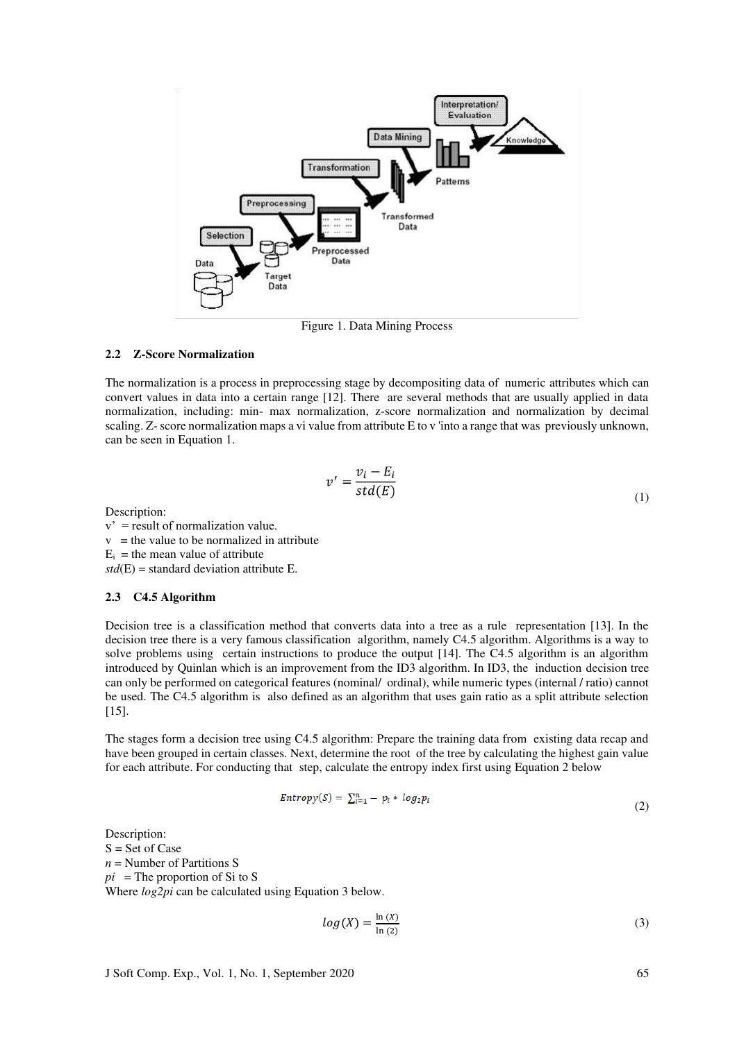Figure 1. Data Mining Process

### 2.2 Z-Score Normalization

The normalization is a process in preprocessing stage by decompositing data of numeric attributes which can convert values in data into a certain range [12]. There are several methods that are usually applied in data normalization, including: min- max normalization, z-score normalization and normalization by decimal scaling. Z- score normalization maps a vi value from attribute E to v 'into a range that was previously unknown, can be seen in Equation 1.

$$v' = \frac{v_i - E_i}{std(E)} \tag{1}$$

Description:
v' = result of normalization value.
v = the value to be normalized in attribute
$E_i$ = the mean value of attribute
*std*(E) = standard deviation attribute E.

### 2.3 C4.5 Algorithm

Decision tree is a classification method that converts data into a tree as a rule representation [13]. In the decision tree there is a very famous classification algorithm, namely C4.5 algorithm. Algorithms is a way to solve problems using certain instructions to produce the output [14]. The C4.5 algorithm is an algorithm introduced by Quinlan which is an improvement from the ID3 algorithm. In ID3, the induction decision tree can only be performed on categorical features (nominal/ ordinal), while numeric types (internal / ratio) cannot be used. The C4.5 algorithm is also defined as an algorithm that uses gain ratio as a split attribute selection [15].

The stages form a decision tree using C4.5 algorithm: Prepare the training data from existing data recap and have been grouped in certain classes. Next, determine the root of the tree by calculating the highest gain value for each attribute. For conducting that step, calculate the entropy index first using Equation 2 below

$$Entropy(S) = \sum_{i=1}^{n} - p_i * log_2 p_i \tag{2}$$

Description:
S = Set of Case
*n* = Number of Partitions S
*pi* = The proportion of Si to S
Where *log2pi* can be calculated using Equation 3 below.

$$log(X) = \frac{\ln(X)}{\ln(2)} \tag{3}$$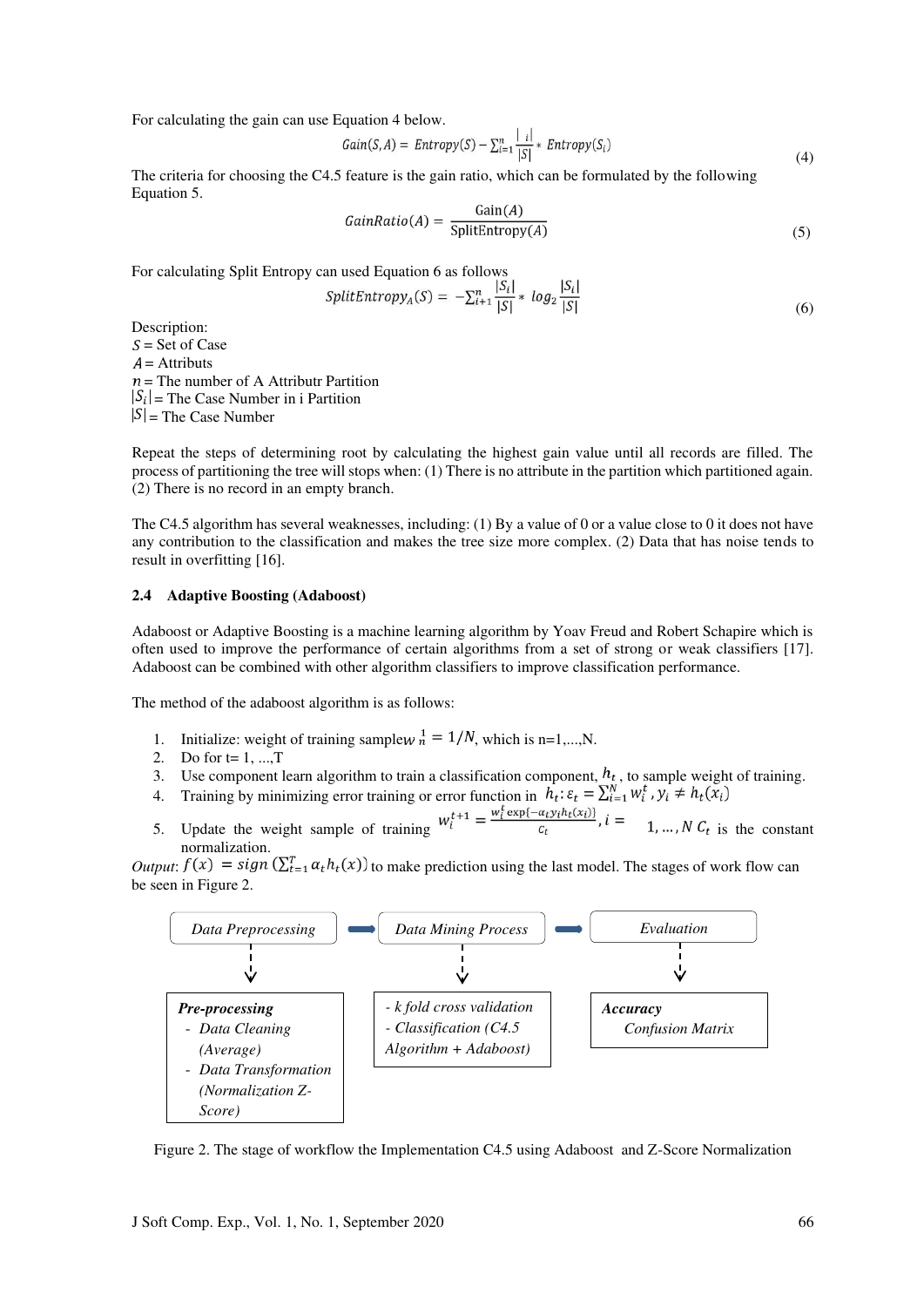For calculating the gain can use Equation 4 below.

$$Gain(S,A) = Entropy(S) - \sum_{i=1}^{n} \frac{|\ _i|}{|S|} * Entropy(S_i) \quad (4)$$

The criteria for choosing the C4.5 feature is the gain ratio, which can be formulated by the following Equation 5.

$$GainRatio(A) = \frac{\text{Gain}(A)}{\text{SplitEntropy}(A)} \quad (5)$$

For calculating Split Entropy can used Equation 6 as follows

$$SplitEntropy_A(S) = -\sum_{i+1}^{n} \frac{|S_i|}{|S|} * \log_2 \frac{|S_i|}{|S|} \quad (6)$$

Description:
$S$ = Set of Case
$A$ = Attributs
$n$ = The number of A Attributr Partition
$|S_i|$ = The Case Number in i Partition
$|S|$ = The Case Number

Repeat the steps of determining root by calculating the highest gain value until all records are filled. The process of partitioning the tree will stops when: (1) There is no attribute in the partition which partitioned again. (2) There is no record in an empty branch.

The C4.5 algorithm has several weaknesses, including: (1) By a value of 0 or a value close to 0 it does not have any contribution to the classification and makes the tree size more complex. (2) Data that has noise tends to result in overfitting [16].

### 2.4 Adaptive Boosting (Adaboost)

Adaboost or Adaptive Boosting is a machine learning algorithm by Yoav Freud and Robert Schapire which is often used to improve the performance of certain algorithms from a set of strong or weak classifiers [17]. Adaboost can be combined with other algorithm classifiers to improve classification performance.

The method of the adaboost algorithm is as follows:

1. Initialize: weight of training sample$w_n^1 = 1/N$, which is n=1,...,N.
2. Do for t= 1, ...,T
3. Use component learn algorithm to train a classification component, $h_t$, to sample weight of training.
4. Training by minimizing error training or error function in $h_t: \varepsilon_t = \sum_{i=1}^{N} w_i^t, y_i \neq h_t(x_i)$
5. Update the weight sample of training $w_i^{t+1} = \frac{w_i^t \exp\{-\alpha_t y_i h_t(x_i)\}}{C_t}, i = 1, \ldots, N$ $C_t$ is the constant normalization.

*Output*: $f(x) = sign\left(\sum_{t=1}^{T} \alpha_t h_t(x)\right)$ to make prediction using the last model. The stages of work flow can be seen in Figure 2.

*Data Preprocessing* → *Data Mining Process* → *Evaluation*

***Pre-processing***
- *Data Cleaning (Average)*
- *Data Transformation (Normalization Z-Score)*

- *k fold cross validation*
- *Classification (C4.5 Algorithm + Adaboost)*

***Accuracy***
*Confusion Matrix*

Figure 2. The stage of workflow the Implementation C4.5 using Adaboost and Z-Score Normalization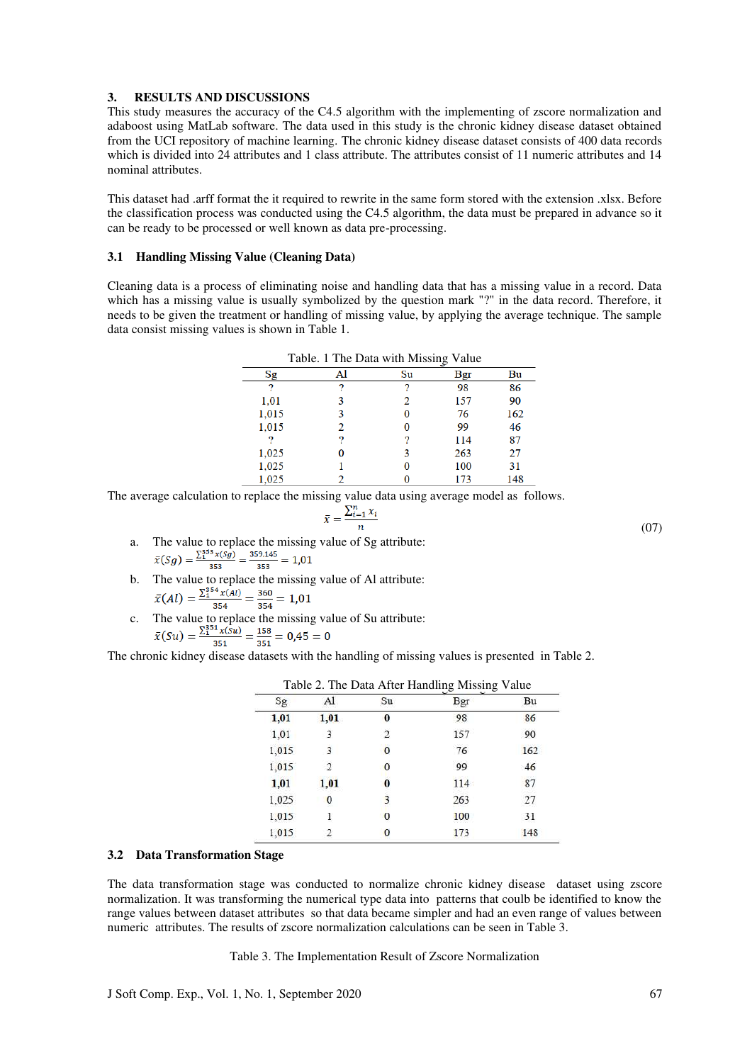## 3. RESULTS AND DISCUSSIONS

This study measures the accuracy of the C4.5 algorithm with the implementing of zscore normalization and adaboost using MatLab software. The data used in this study is the chronic kidney disease dataset obtained from the UCI repository of machine learning. The chronic kidney disease dataset consists of 400 data records which is divided into 24 attributes and 1 class attribute. The attributes consist of 11 numeric attributes and 14 nominal attributes.

This dataset had .arff format the it required to rewrite in the same form stored with the extension .xlsx. Before the classification process was conducted using the C4.5 algorithm, the data must be prepared in advance so it can be ready to be processed or well known as data pre-processing.

### 3.1 Handling Missing Value (Cleaning Data)

Cleaning data is a process of eliminating noise and handling data that has a missing value in a record. Data which has a missing value is usually symbolized by the question mark "?" in the data record. Therefore, it needs to be given the treatment or handling of missing value, by applying the average technique. The sample data consist missing values is shown in Table 1.

Table. 1 The Data with Missing Value

| Sg | Al | Su | Bgr | Bu |
|---|---|---|---|---|
| ? | ? | ? | 98 | 86 |
| 1,01 | 3 | 2 | 157 | 90 |
| 1,015 | 3 | 0 | 76 | 162 |
| 1,015 | 2 | 0 | 99 | 46 |
| ? | ? | ? | 114 | 87 |
| 1,025 | 0 | 3 | 263 | 27 |
| 1,025 | 1 | 0 | 100 | 31 |
| 1,025 | 2 | 0 | 173 | 148 |

The average calculation to replace the missing value data using average model as follows.

$$\bar{x} = \frac{\sum_{i=1}^{n} x_i}{n} \tag{07}$$

a. The value to replace the missing value of Sg attribute:
$\bar{x}(Sg) = \frac{\sum_{1}^{353} x(Sg)}{353} = \frac{359.145}{353} = 1{,}01$

b. The value to replace the missing value of Al attribute:
$\bar{x}(Al) = \frac{\sum_{1}^{354} x(Al)}{354} = \frac{360}{354} = 1{,}01$

c. The value to replace the missing value of Su attribute:
$\bar{x}(Su) = \frac{\sum_{1}^{351} x(Su)}{351} = \frac{158}{351} = 0{,}45 = 0$

The chronic kidney disease datasets with the handling of missing values is presented in Table 2.

Table 2. The Data After Handling Missing Value

| Sg | Al | Su | Bgr | Bu |
|---|---|---|---|---|
| **1,01** | **1,01** | **0** | 98 | 86 |
| 1,01 | 3 | 2 | 157 | 90 |
| 1,015 | 3 | 0 | 76 | 162 |
| 1,015 | 2 | 0 | 99 | 46 |
| **1,01** | **1,01** | **0** | 114 | 87 |
| 1,025 | 0 | 3 | 263 | 27 |
| 1,015 | 1 | 0 | 100 | 31 |
| 1,015 | 2 | 0 | 173 | 148 |

### 3.2 Data Transformation Stage

The data transformation stage was conducted to normalize chronic kidney disease dataset using zscore normalization. It was transforming the numerical type data into patterns that coulb be identified to know the range values between dataset attributes so that data became simpler and had an even range of values between numeric attributes. The results of zscore normalization calculations can be seen in Table 3.

Table 3. The Implementation Result of Zscore Normalization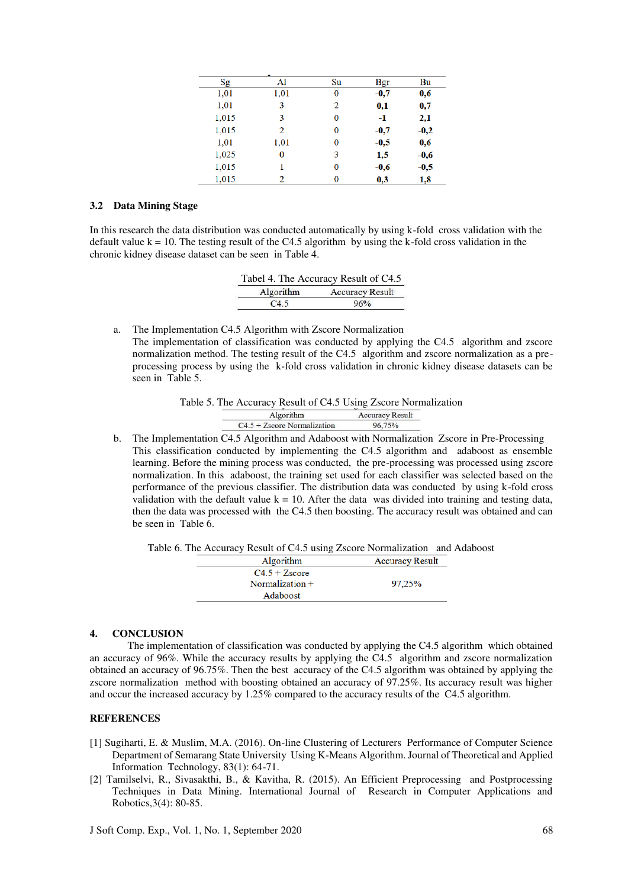| Sg | Al | Su | Bgr | Bu |
|---|---|---|---|---|
| 1,01 | 1,01 | 0 | -0,7 | 0,6 |
| 1,01 | 3 | 2 | 0,1 | 0,7 |
| 1,015 | 3 | 0 | -1 | 2,1 |
| 1,015 | 2 | 0 | -0,7 | -0,2 |
| 1,01 | 1,01 | 0 | -0,5 | 0,6 |
| 1,025 | 0 | 3 | 1,5 | -0,6 |
| 1,015 | 1 | 0 | -0,6 | -0,5 |
| 1,015 | 2 | 0 | 0,3 | 1,8 |

### 3.2 Data Mining Stage

In this research the data distribution was conducted automatically by using k-fold cross validation with the default value k = 10. The testing result of the C4.5 algorithm by using the k-fold cross validation in the chronic kidney disease dataset can be seen in Table 4.

Tabel 4. The Accuracy Result of C4.5

| Algorithm | Accuracy Result |
|---|---|
| C4.5 | 96% |

a. The Implementation C4.5 Algorithm with Zscore Normalization
The implementation of classification was conducted by applying the C4.5 algorithm and zscore normalization method. The testing result of the C4.5 algorithm and zscore normalization as a pre-processing process by using the k-fold cross validation in chronic kidney disease datasets can be seen in Table 5.

Table 5. The Accuracy Result of C4.5 Using Zscore Normalization

| Algorithm | Accuracy Result |
|---|---|
| C4.5 + Zscore Normalization | 96,75% |

b. The Implementation C4.5 Algorithm and Adaboost with Normalization Zscore in Pre-Processing
This classification conducted by implementing the C4.5 algorithm and adaboost as ensemble learning. Before the mining process was conducted, the pre-processing was processed using zscore normalization. In this adaboost, the training set used for each classifier was selected based on the performance of the previous classifier. The distribution data was conducted by using k-fold cross validation with the default value k = 10. After the data was divided into training and testing data, then the data was processed with the C4.5 then boosting. The accuracy result was obtained and can be seen in Table 6.

Table 6. The Accuracy Result of C4.5 using Zscore Normalization and Adaboost

| Algorithm | Accuracy Result |
|---|---|
| C4.5 + Zscore Normalization + Adaboost | 97,25% |

## 4. CONCLUSION

The implementation of classification was conducted by applying the C4.5 algorithm which obtained an accuracy of 96%. While the accuracy results by applying the C4.5 algorithm and zscore normalization obtained an accuracy of 96.75%. Then the best accuracy of the C4.5 algorithm was obtained by applying the zscore normalization method with boosting obtained an accuracy of 97.25%. Its accuracy result was higher and occur the increased accuracy by 1.25% compared to the accuracy results of the C4.5 algorithm.

## REFERENCES

[1] Sugiharti, E. & Muslim, M.A. (2016). On-line Clustering of Lecturers Performance of Computer Science Department of Semarang State University Using K-Means Algorithm. Journal of Theoretical and Applied Information Technology, 83(1): 64-71.

[2] Tamilselvi, R., Sivasakthi, B., & Kavitha, R. (2015). An Efficient Preprocessing and Postprocessing Techniques in Data Mining. International Journal of Research in Computer Applications and Robotics,3(4): 80-85.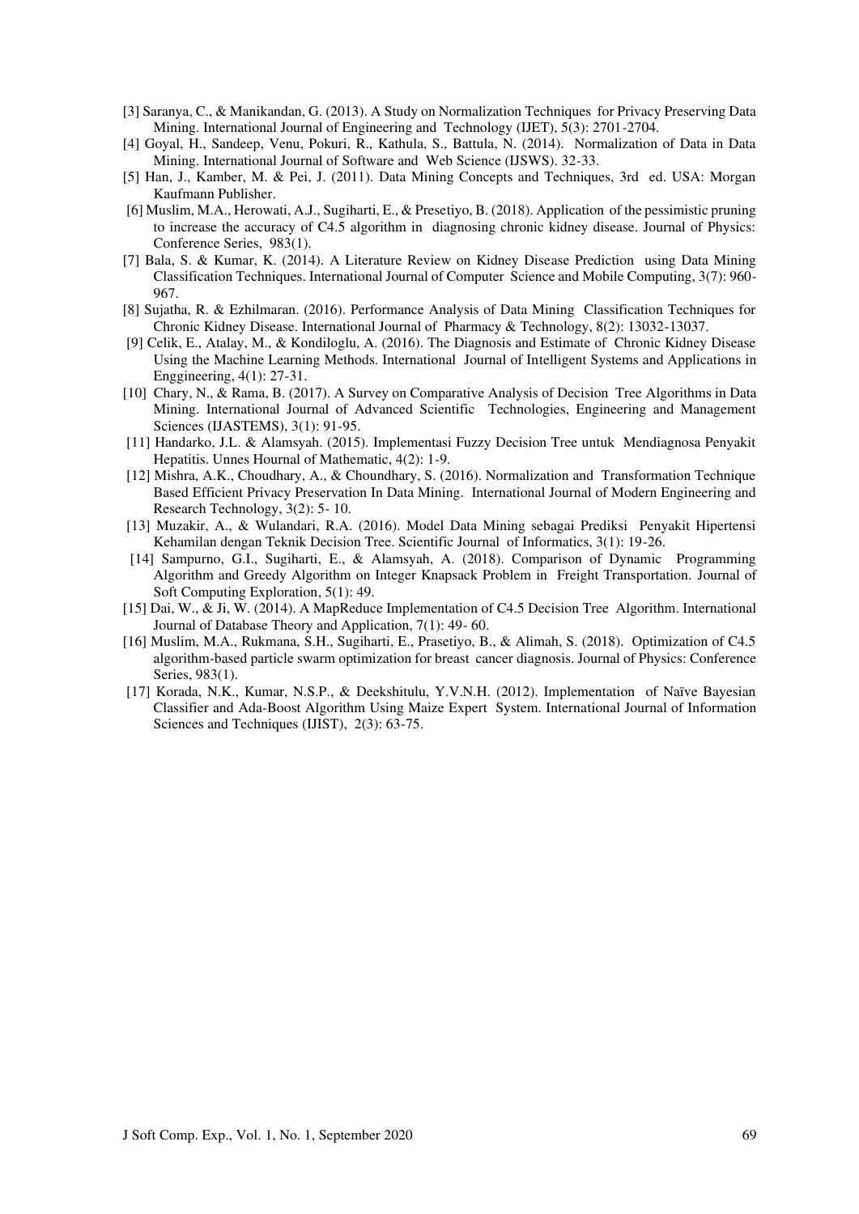[3] Saranya, C., & Manikandan, G. (2013). A Study on Normalization Techniques for Privacy Preserving Data Mining. International Journal of Engineering and Technology (IJET), 5(3): 2701-2704.

[4] Goyal, H., Sandeep, Venu, Pokuri, R., Kathula, S., Battula, N. (2014). Normalization of Data in Data Mining. International Journal of Software and Web Science (IJSWS). 32-33.

[5] Han, J., Kamber, M. & Pei, J. (2011). Data Mining Concepts and Techniques, 3rd ed. USA: Morgan Kaufmann Publisher.

[6] Muslim, M.A., Herowati, A.J., Sugiharti, E., & Presetiyo, B. (2018). Application of the pessimistic pruning to increase the accuracy of C4.5 algorithm in diagnosing chronic kidney disease. Journal of Physics: Conference Series, 983(1).

[7] Bala, S. & Kumar, K. (2014). A Literature Review on Kidney Disease Prediction using Data Mining Classification Techniques. International Journal of Computer Science and Mobile Computing, 3(7): 960-967.

[8] Sujatha, R. & Ezhilmaran. (2016). Performance Analysis of Data Mining Classification Techniques for Chronic Kidney Disease. International Journal of Pharmacy & Technology, 8(2): 13032-13037.

[9] Celik, E., Atalay, M., & Kondiloglu, A. (2016). The Diagnosis and Estimate of Chronic Kidney Disease Using the Machine Learning Methods. International Journal of Intelligent Systems and Applications in Enggineering, 4(1): 27-31.

[10] Chary, N., & Rama, B. (2017). A Survey on Comparative Analysis of Decision Tree Algorithms in Data Mining. International Journal of Advanced Scientific Technologies, Engineering and Management Sciences (IJASTEMS), 3(1): 91-95.

[11] Handarko, J.L. & Alamsyah. (2015). Implementasi Fuzzy Decision Tree untuk Mendiagnosa Penyakit Hepatitis. Unnes Hournal of Mathematic, 4(2): 1-9.

[12] Mishra, A.K., Choudhary, A., & Choundhary, S. (2016). Normalization and Transformation Technique Based Efficient Privacy Preservation In Data Mining. International Journal of Modern Engineering and Research Technology, 3(2): 5- 10.

[13] Muzakir, A., & Wulandari, R.A. (2016). Model Data Mining sebagai Prediksi Penyakit Hipertensi Kehamilan dengan Teknik Decision Tree. Scientific Journal of Informatics, 3(1): 19-26.

[14] Sampurno, G.I., Sugiharti, E., & Alamsyah, A. (2018). Comparison of Dynamic Programming Algorithm and Greedy Algorithm on Integer Knapsack Problem in Freight Transportation. Journal of Soft Computing Exploration, 5(1): 49.

[15] Dai, W., & Ji, W. (2014). A MapReduce Implementation of C4.5 Decision Tree Algorithm. International Journal of Database Theory and Application, 7(1): 49- 60.

[16] Muslim, M.A., Rukmana, S.H., Sugiharti, E., Prasetiyo, B., & Alimah, S. (2018). Optimization of C4.5 algorithm-based particle swarm optimization for breast cancer diagnosis. Journal of Physics: Conference Series, 983(1).

[17] Korada, N.K., Kumar, N.S.P., & Deekshitulu, Y.V.N.H. (2012). Implementation of Naïve Bayesian Classifier and Ada-Boost Algorithm Using Maize Expert System. International Journal of Information Sciences and Techniques (IJIST), 2(3): 63-75.